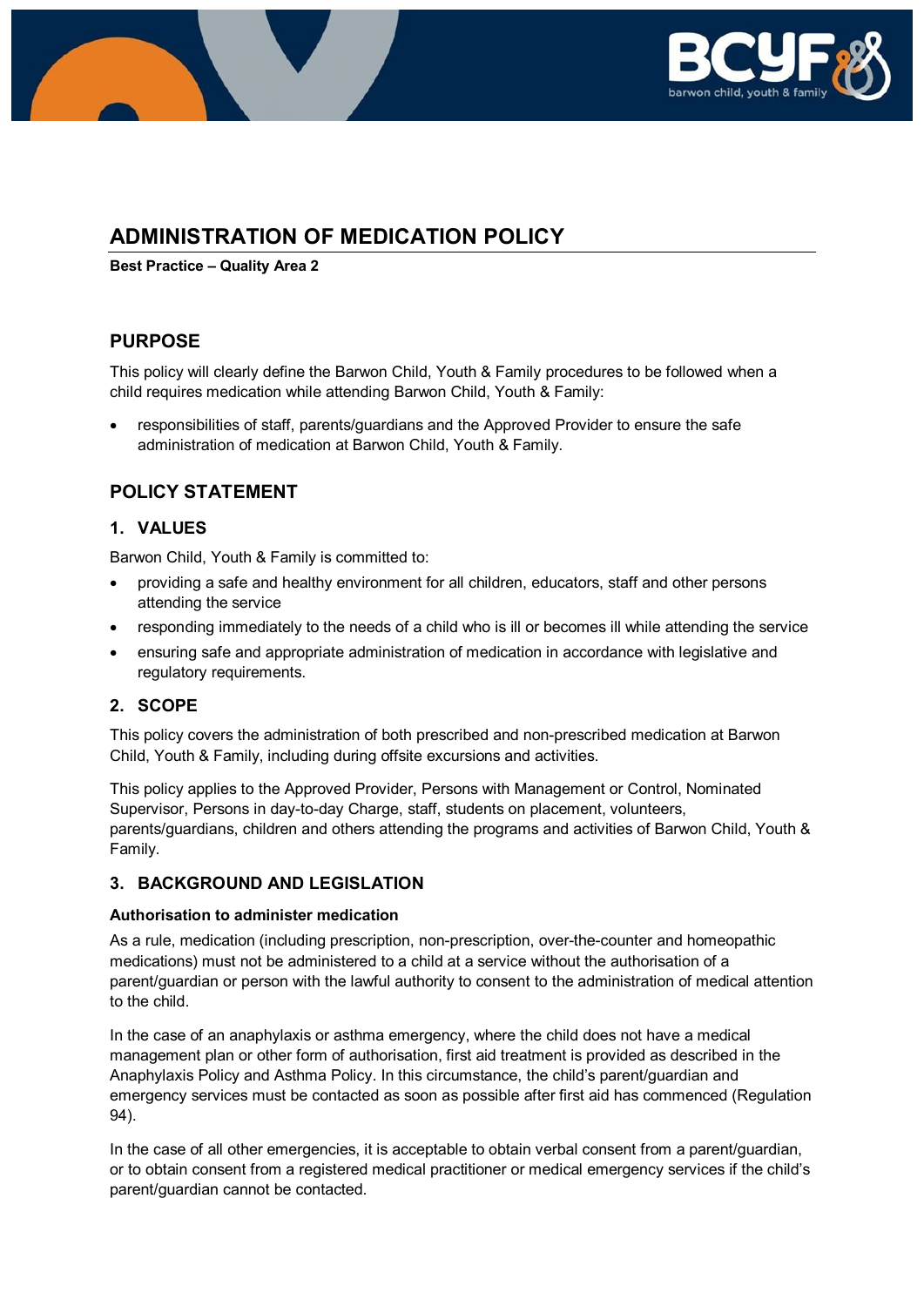# ADMINISTRATION OF MEDICATION POLICY

**Best Practice – Quality Area 2**

## PURPOSE

This policy will clearly define the Barwon Child, Youth & Family procedures to be followed when a child requires medication while attending Barwon Child, Youth & Family:

- responsibilities of staff, parents/guardians and the Approved Provider to ensure the safe administration of medication at Barwon Child, Youth & Family.

## POLICY STATEMENT

### 1. VALUES

Barwon Child, Youth & Family is committed to:

- providing a safe and healthy environment for all children, educators, staff and other persons attending the service
- responding immediately to the needs of a child who is ill or becomes ill while attending the service
- ensuring safe and appropriate administration of medication in accordance with legislative and regulatory requirements.

### 2. SCOPE

This policy covers the administration of both prescribed and non-prescribed medication at Barwon Child, Youth & Family, including during offsite excursions and activities.

This policy applies to the Approved Provider, Persons with Management or Control, Nominated Supervisor, Persons in day-to-day Charge, staff, students on placement, volunteers, parents/guardians, children and others attending the programs and activities of Barwon Child, Youth & Family.

### 3. BACKGROUND AND LEGISLATION

**Authorisation to administer medication**

As a rule, medication (including prescription, non-prescription, over-the-counter and homeopathic medications) must not be administered to a child at a service without the authorisation of a parent/guardian or person with the lawful authority to consent to the administration of medical attention to the child.

In the case of an anaphylaxis or asthma emergency, where the child does not have a medical management plan or other form of authorisation, first aid treatment is provided as described in the Anaphylaxis Policy and Asthma Policy. In this circumstance, the child's parent/guardian and emergency services must be contacted as soon as possible after first aid has commenced (Regulation 94).

In the case of all other emergencies, it is acceptable to obtain verbal consent from a parent/guardian, or to obtain consent from a registered medical practitioner or medical emergency services if the child's parent/guardian cannot be contacted.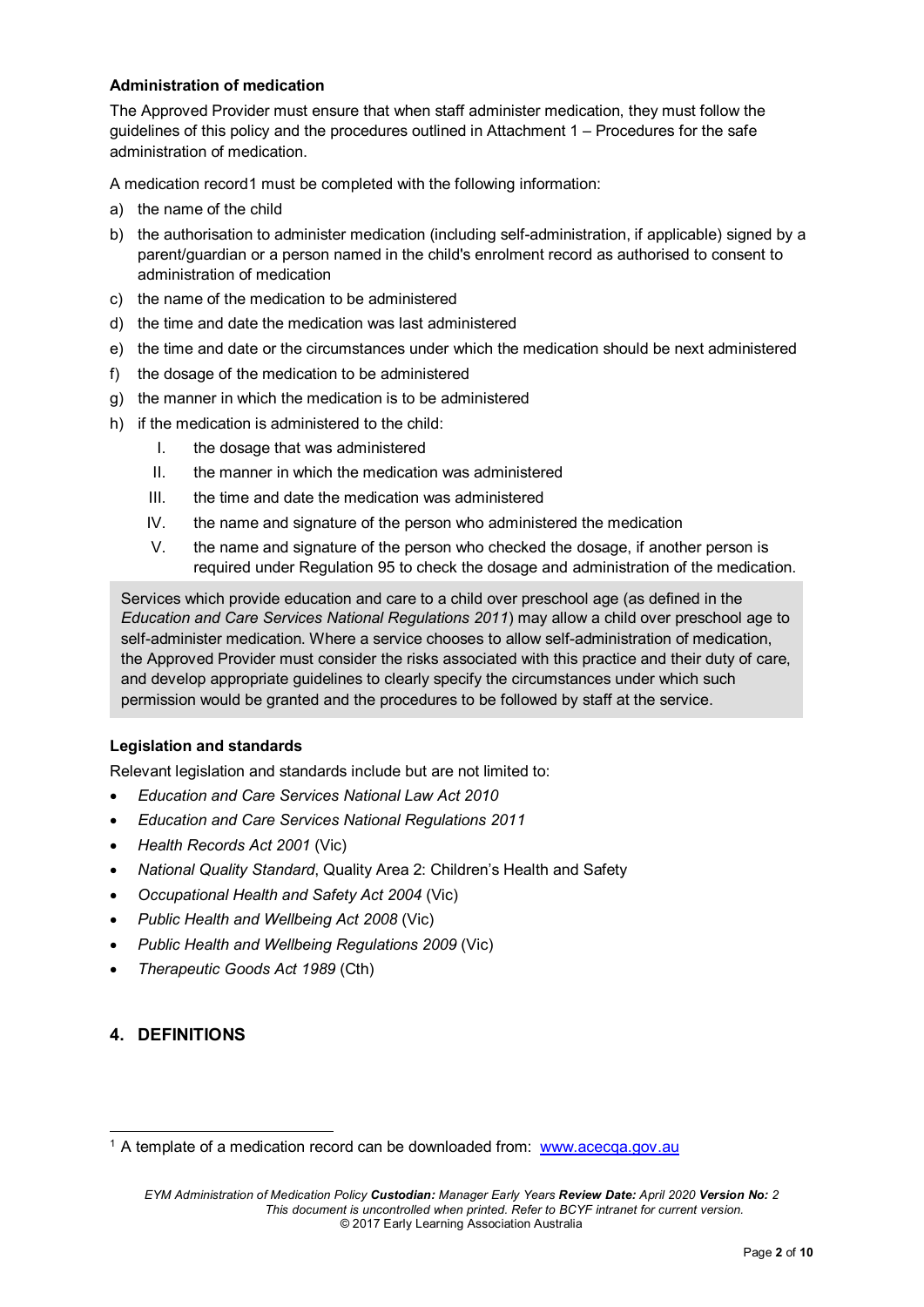**Administration of medication**

The Approved Provider must ensure that when staff administer medication, they must follow the guidelines of this policy and the procedures outlined in Attachment 1 – Procedures for the safe administration of medication.

A medication record[1] must be completed with the following information:

a) the name of the child
b) the authorisation to administer medication (including self-administration, if applicable) signed by a parent/guardian or a person named in the child's enrolment record as authorised to consent to administration of medication
c) the name of the medication to be administered
d) the time and date the medication was last administered
e) the time and date or the circumstances under which the medication should be next administered
f) the dosage of the medication to be administered
g) the manner in which the medication is to be administered
h) if the medication is administered to the child:
   I. the dosage that was administered
   II. the manner in which the medication was administered
   III. the time and date the medication was administered
   IV. the name and signature of the person who administered the medication
   V. the name and signature of the person who checked the dosage, if another person is required under Regulation 95 to check the dosage and administration of the medication.

> Services which provide education and care to a child over preschool age (as defined in the *Education and Care Services National Regulations 2011*) may allow a child over preschool age to self-administer medication. Where a service chooses to allow self-administration of medication, the Approved Provider must consider the risks associated with this practice and their duty of care, and develop appropriate guidelines to clearly specify the circumstances under which such permission would be granted and the procedures to be followed by staff at the service.

**Legislation and standards**

Relevant legislation and standards include but are not limited to:

- *Education and Care Services National Law Act 2010*
- *Education and Care Services National Regulations 2011*
- *Health Records Act 2001* (Vic)
- *National Quality Standard*, Quality Area 2: Children's Health and Safety
- *Occupational Health and Safety Act 2004* (Vic)
- *Public Health and Wellbeing Act 2008* (Vic)
- *Public Health and Wellbeing Regulations 2009* (Vic)
- *Therapeutic Goods Act 1989* (Cth)

## 4. DEFINITIONS

[1] A template of a medication record can be downloaded from: www.acecqa.gov.au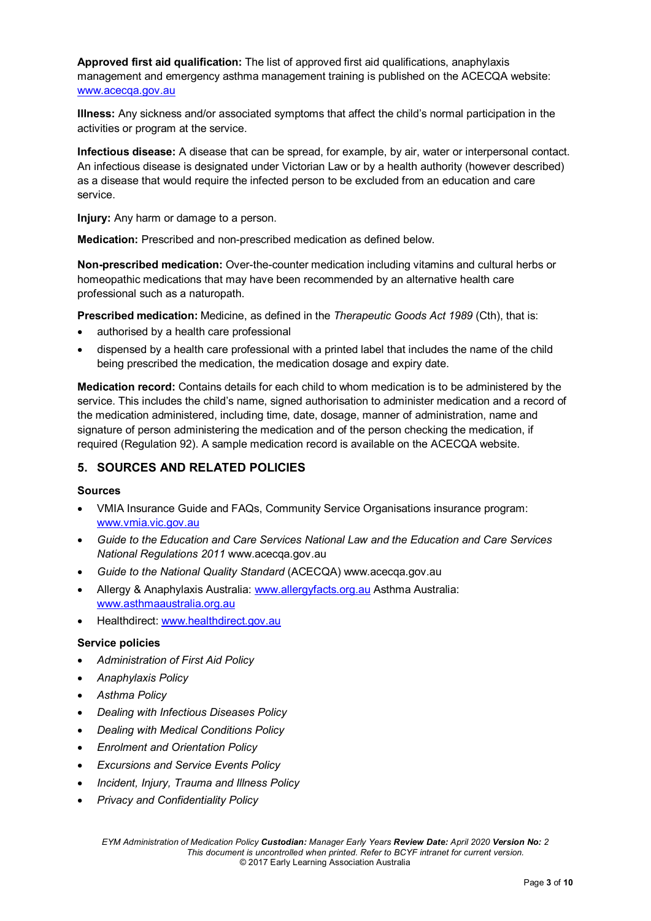**Approved first aid qualification:** The list of approved first aid qualifications, anaphylaxis management and emergency asthma management training is published on the ACECQA website: www.acecqa.gov.au

**Illness:** Any sickness and/or associated symptoms that affect the child's normal participation in the activities or program at the service.

**Infectious disease:** A disease that can be spread, for example, by air, water or interpersonal contact. An infectious disease is designated under Victorian Law or by a health authority (however described) as a disease that would require the infected person to be excluded from an education and care service.

**Injury:** Any harm or damage to a person.

**Medication:** Prescribed and non-prescribed medication as defined below.

**Non-prescribed medication:** Over-the-counter medication including vitamins and cultural herbs or homeopathic medications that may have been recommended by an alternative health care professional such as a naturopath.

**Prescribed medication:** Medicine, as defined in the *Therapeutic Goods Act 1989* (Cth), that is:

- authorised by a health care professional
- dispensed by a health care professional with a printed label that includes the name of the child being prescribed the medication, the medication dosage and expiry date.

**Medication record:** Contains details for each child to whom medication is to be administered by the service. This includes the child's name, signed authorisation to administer medication and a record of the medication administered, including time, date, dosage, manner of administration, name and signature of person administering the medication and of the person checking the medication, if required (Regulation 92). A sample medication record is available on the ACECQA website.

## 5. SOURCES AND RELATED POLICIES

### Sources

- VMIA Insurance Guide and FAQs, Community Service Organisations insurance program: www.vmia.vic.gov.au
- *Guide to the Education and Care Services National Law and the Education and Care Services National Regulations 2011* www.acecqa.gov.au
- *Guide to the National Quality Standard* (ACECQA) www.acecqa.gov.au
- Allergy & Anaphylaxis Australia: www.allergyfacts.org.au Asthma Australia: www.asthmaaustralia.org.au
- Healthdirect: www.healthdirect.gov.au

### Service policies

- *Administration of First Aid Policy*
- *Anaphylaxis Policy*
- *Asthma Policy*
- *Dealing with Infectious Diseases Policy*
- *Dealing with Medical Conditions Policy*
- *Enrolment and Orientation Policy*
- *Excursions and Service Events Policy*
- *Incident, Injury, Trauma and Illness Policy*
- *Privacy and Confidentiality Policy*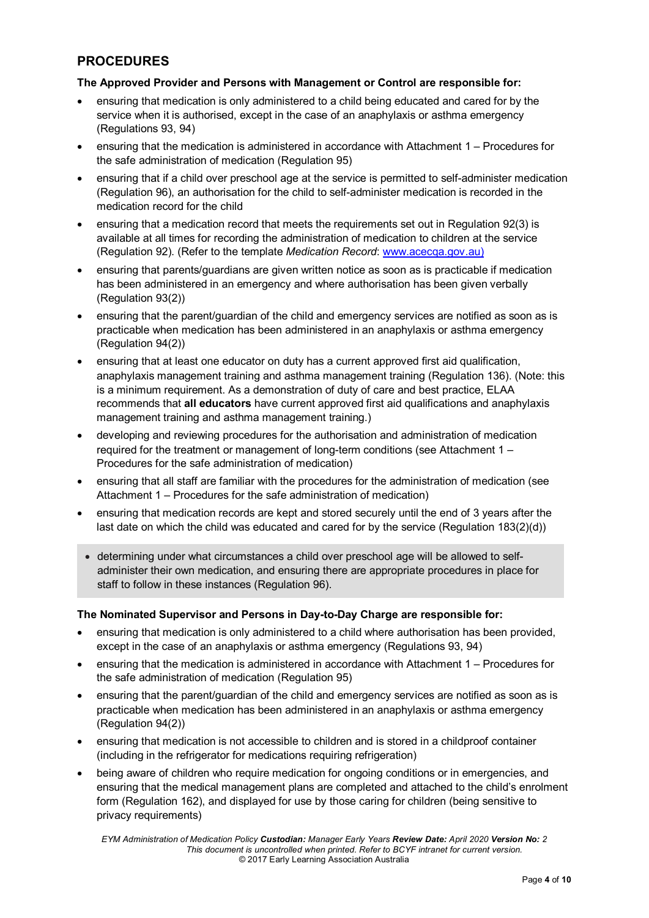## PROCEDURES

**The Approved Provider and Persons with Management or Control are responsible for:**

- ensuring that medication is only administered to a child being educated and cared for by the service when it is authorised, except in the case of an anaphylaxis or asthma emergency (Regulations 93, 94)
- ensuring that the medication is administered in accordance with Attachment 1 – Procedures for the safe administration of medication (Regulation 95)
- ensuring that if a child over preschool age at the service is permitted to self-administer medication (Regulation 96), an authorisation for the child to self-administer medication is recorded in the medication record for the child
- ensuring that a medication record that meets the requirements set out in Regulation 92(3) is available at all times for recording the administration of medication to children at the service (Regulation 92). (Refer to the template *Medication Record*: [www.acecqa.gov.au)](www.acecqa.gov.au)
- ensuring that parents/guardians are given written notice as soon as is practicable if medication has been administered in an emergency and where authorisation has been given verbally (Regulation 93(2))
- ensuring that the parent/guardian of the child and emergency services are notified as soon as is practicable when medication has been administered in an anaphylaxis or asthma emergency (Regulation 94(2))
- ensuring that at least one educator on duty has a current approved first aid qualification, anaphylaxis management training and asthma management training (Regulation 136). (Note: this is a minimum requirement. As a demonstration of duty of care and best practice, ELAA recommends that **all educators** have current approved first aid qualifications and anaphylaxis management training and asthma management training.)
- developing and reviewing procedures for the authorisation and administration of medication required for the treatment or management of long-term conditions (see Attachment 1 – Procedures for the safe administration of medication)
- ensuring that all staff are familiar with the procedures for the administration of medication (see Attachment 1 – Procedures for the safe administration of medication)
- ensuring that medication records are kept and stored securely until the end of 3 years after the last date on which the child was educated and cared for by the service (Regulation 183(2)(d))
- determining under what circumstances a child over preschool age will be allowed to self-administer their own medication, and ensuring there are appropriate procedures in place for staff to follow in these instances (Regulation 96).

**The Nominated Supervisor and Persons in Day-to-Day Charge are responsible for:**

- ensuring that medication is only administered to a child where authorisation has been provided, except in the case of an anaphylaxis or asthma emergency (Regulations 93, 94)
- ensuring that the medication is administered in accordance with Attachment 1 – Procedures for the safe administration of medication (Regulation 95)
- ensuring that the parent/guardian of the child and emergency services are notified as soon as is practicable when medication has been administered in an anaphylaxis or asthma emergency (Regulation 94(2))
- ensuring that medication is not accessible to children and is stored in a childproof container (including in the refrigerator for medications requiring refrigeration)
- being aware of children who require medication for ongoing conditions or in emergencies, and ensuring that the medical management plans are completed and attached to the child's enrolment form (Regulation 162), and displayed for use by those caring for children (being sensitive to privacy requirements)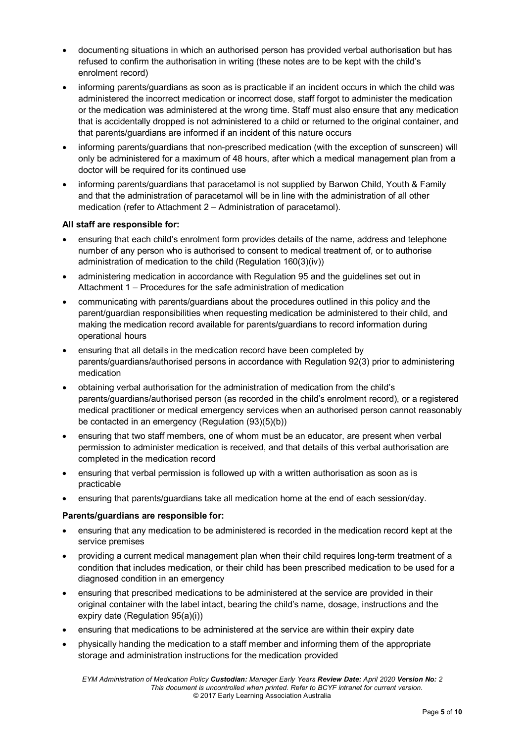- documenting situations in which an authorised person has provided verbal authorisation but has refused to confirm the authorisation in writing (these notes are to be kept with the child's enrolment record)
- informing parents/guardians as soon as is practicable if an incident occurs in which the child was administered the incorrect medication or incorrect dose, staff forgot to administer the medication or the medication was administered at the wrong time. Staff must also ensure that any medication that is accidentally dropped is not administered to a child or returned to the original container, and that parents/guardians are informed if an incident of this nature occurs
- informing parents/guardians that non-prescribed medication (with the exception of sunscreen) will only be administered for a maximum of 48 hours, after which a medical management plan from a doctor will be required for its continued use
- informing parents/guardians that paracetamol is not supplied by Barwon Child, Youth & Family and that the administration of paracetamol will be in line with the administration of all other medication (refer to Attachment 2 – Administration of paracetamol).

**All staff are responsible for:**

- ensuring that each child's enrolment form provides details of the name, address and telephone number of any person who is authorised to consent to medical treatment of, or to authorise administration of medication to the child (Regulation 160(3)(iv))
- administering medication in accordance with Regulation 95 and the guidelines set out in Attachment 1 – Procedures for the safe administration of medication
- communicating with parents/guardians about the procedures outlined in this policy and the parent/guardian responsibilities when requesting medication be administered to their child, and making the medication record available for parents/guardians to record information during operational hours
- ensuring that all details in the medication record have been completed by parents/guardians/authorised persons in accordance with Regulation 92(3) prior to administering medication
- obtaining verbal authorisation for the administration of medication from the child's parents/guardians/authorised person (as recorded in the child's enrolment record), or a registered medical practitioner or medical emergency services when an authorised person cannot reasonably be contacted in an emergency (Regulation (93)(5)(b))
- ensuring that two staff members, one of whom must be an educator, are present when verbal permission to administer medication is received, and that details of this verbal authorisation are completed in the medication record
- ensuring that verbal permission is followed up with a written authorisation as soon as is practicable
- ensuring that parents/guardians take all medication home at the end of each session/day.

**Parents/guardians are responsible for:**

- ensuring that any medication to be administered is recorded in the medication record kept at the service premises
- providing a current medical management plan when their child requires long-term treatment of a condition that includes medication, or their child has been prescribed medication to be used for a diagnosed condition in an emergency
- ensuring that prescribed medications to be administered at the service are provided in their original container with the label intact, bearing the child's name, dosage, instructions and the expiry date (Regulation 95(a)(i))
- ensuring that medications to be administered at the service are within their expiry date
- physically handing the medication to a staff member and informing them of the appropriate storage and administration instructions for the medication provided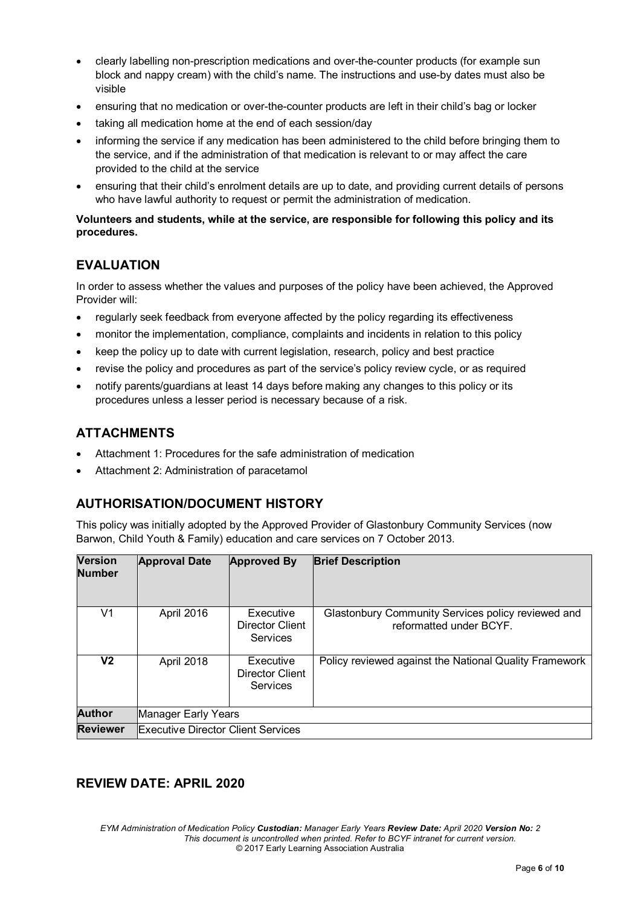- clearly labelling non-prescription medications and over-the-counter products (for example sun block and nappy cream) with the child's name. The instructions and use-by dates must also be visible
- ensuring that no medication or over-the-counter products are left in their child's bag or locker
- taking all medication home at the end of each session/day
- informing the service if any medication has been administered to the child before bringing them to the service, and if the administration of that medication is relevant to or may affect the care provided to the child at the service
- ensuring that their child's enrolment details are up to date, and providing current details of persons who have lawful authority to request or permit the administration of medication.

**Volunteers and students, while at the service, are responsible for following this policy and its procedures.**

## EVALUATION

In order to assess whether the values and purposes of the policy have been achieved, the Approved Provider will:

- regularly seek feedback from everyone affected by the policy regarding its effectiveness
- monitor the implementation, compliance, complaints and incidents in relation to this policy
- keep the policy up to date with current legislation, research, policy and best practice
- revise the policy and procedures as part of the service's policy review cycle, or as required
- notify parents/guardians at least 14 days before making any changes to this policy or its procedures unless a lesser period is necessary because of a risk.

## ATTACHMENTS

- Attachment 1: Procedures for the safe administration of medication
- Attachment 2: Administration of paracetamol

## AUTHORISATION/DOCUMENT HISTORY

This policy was initially adopted by the Approved Provider of Glastonbury Community Services (now Barwon, Child Youth & Family) education and care services on 7 October 2013.

| Version Number | Approval Date | Approved By | Brief Description |
|---|---|---|---|
| V1 | April 2016 | Executive Director Client Services | Glastonbury Community Services policy reviewed and reformatted under BCYF. |
| **V2** | April 2018 | Executive Director Client Services | Policy reviewed against the National Quality Framework |
| **Author** | Manager Early Years | | |
| **Reviewer** | Executive Director Client Services | | |

## REVIEW DATE: APRIL 2020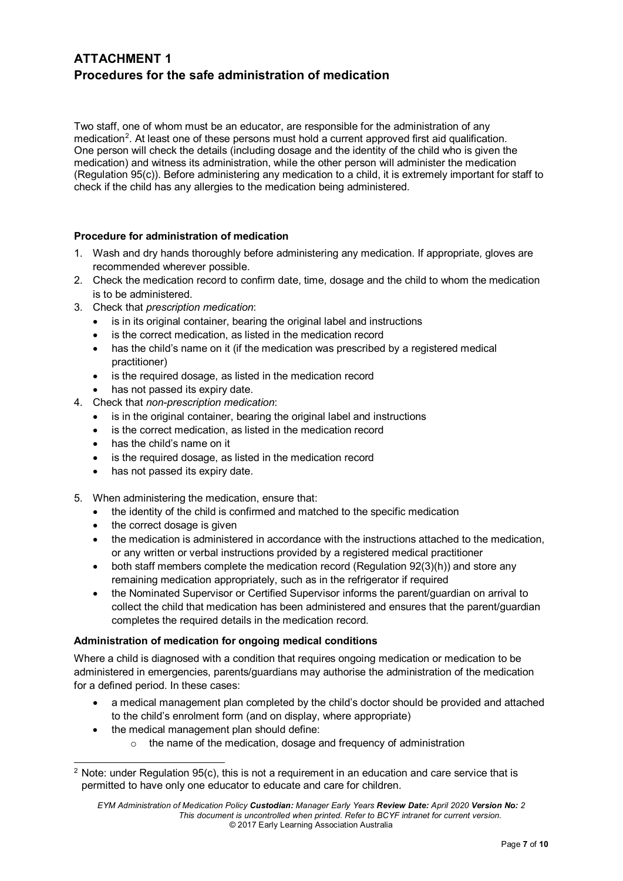## ATTACHMENT 1
## Procedures for the safe administration of medication

Two staff, one of whom must be an educator, are responsible for the administration of any medication[2]. At least one of these persons must hold a current approved first aid qualification. One person will check the details (including dosage and the identity of the child who is given the medication) and witness its administration, while the other person will administer the medication (Regulation 95(c)). Before administering any medication to a child, it is extremely important for staff to check if the child has any allergies to the medication being administered.

**Procedure for administration of medication**

1. Wash and dry hands thoroughly before administering any medication. If appropriate, gloves are recommended wherever possible.
2. Check the medication record to confirm date, time, dosage and the child to whom the medication is to be administered.
3. Check that *prescription medication*:
   - is in its original container, bearing the original label and instructions
   - is the correct medication, as listed in the medication record
   - has the child's name on it (if the medication was prescribed by a registered medical practitioner)
   - is the required dosage, as listed in the medication record
   - has not passed its expiry date.
4. Check that *non-prescription medication*:
   - is in the original container, bearing the original label and instructions
   - is the correct medication, as listed in the medication record
   - has the child's name on it
   - is the required dosage, as listed in the medication record
   - has not passed its expiry date.
5. When administering the medication, ensure that:
   - the identity of the child is confirmed and matched to the specific medication
   - the correct dosage is given
   - the medication is administered in accordance with the instructions attached to the medication, or any written or verbal instructions provided by a registered medical practitioner
   - both staff members complete the medication record (Regulation 92(3)(h)) and store any remaining medication appropriately, such as in the refrigerator if required
   - the Nominated Supervisor or Certified Supervisor informs the parent/guardian on arrival to collect the child that medication has been administered and ensures that the parent/guardian completes the required details in the medication record.

**Administration of medication for ongoing medical conditions**

Where a child is diagnosed with a condition that requires ongoing medication or medication to be administered in emergencies, parents/guardians may authorise the administration of the medication for a defined period. In these cases:

- a medical management plan completed by the child's doctor should be provided and attached to the child's enrolment form (and on display, where appropriate)
- the medical management plan should define:
  - the name of the medication, dosage and frequency of administration

---

[2] Note: under Regulation 95(c), this is not a requirement in an education and care service that is permitted to have only one educator to educate and care for children.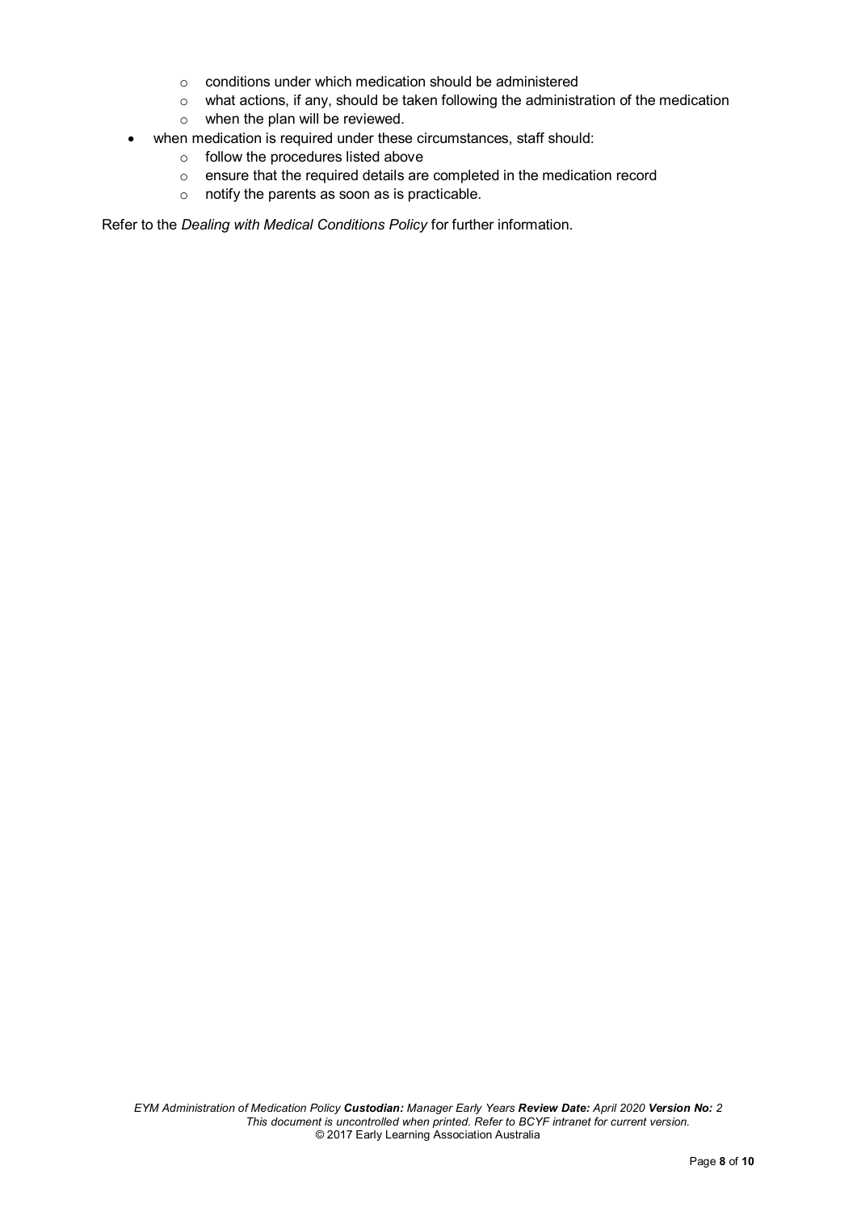- conditions under which medication should be administered
  - what actions, if any, should be taken following the administration of the medication
  - when the plan will be reviewed.
- when medication is required under these circumstances, staff should:
  - follow the procedures listed above
  - ensure that the required details are completed in the medication record
  - notify the parents as soon as is practicable.

Refer to the *Dealing with Medical Conditions Policy* for further information.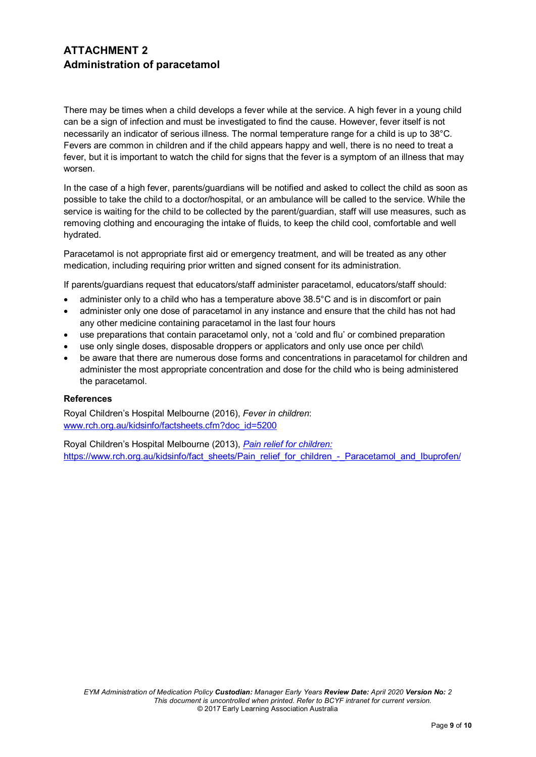## ATTACHMENT 2
## Administration of paracetamol

There may be times when a child develops a fever while at the service. A high fever in a young child can be a sign of infection and must be investigated to find the cause. However, fever itself is not necessarily an indicator of serious illness. The normal temperature range for a child is up to 38°C. Fevers are common in children and if the child appears happy and well, there is no need to treat a fever, but it is important to watch the child for signs that the fever is a symptom of an illness that may worsen.

In the case of a high fever, parents/guardians will be notified and asked to collect the child as soon as possible to take the child to a doctor/hospital, or an ambulance will be called to the service. While the service is waiting for the child to be collected by the parent/guardian, staff will use measures, such as removing clothing and encouraging the intake of fluids, to keep the child cool, comfortable and well hydrated.

Paracetamol is not appropriate first aid or emergency treatment, and will be treated as any other medication, including requiring prior written and signed consent for its administration.

If parents/guardians request that educators/staff administer paracetamol, educators/staff should:

- administer only to a child who has a temperature above 38.5°C and is in discomfort or pain
- administer only one dose of paracetamol in any instance and ensure that the child has not had any other medicine containing paracetamol in the last four hours
- use preparations that contain paracetamol only, not a 'cold and flu' or combined preparation
- use only single doses, disposable droppers or applicators and only use once per child\
- be aware that there are numerous dose forms and concentrations in paracetamol for children and administer the most appropriate concentration and dose for the child who is being administered the paracetamol.

**References**

Royal Children's Hospital Melbourne (2016), *Fever in children*: www.rch.org.au/kidsinfo/factsheets.cfm?doc_id=5200

Royal Children's Hospital Melbourne (2013), *Pain relief for children:* https://www.rch.org.au/kidsinfo/fact_sheets/Pain_relief_for_children_-_Paracetamol_and_Ibuprofen/

*EYM Administration of Medication Policy* ***Custodian:*** *Manager Early Years* ***Review Date:*** *April 2020* ***Version No:*** *2*
*This document is uncontrolled when printed. Refer to BCYF intranet for current version.*
© 2017 Early Learning Association Australia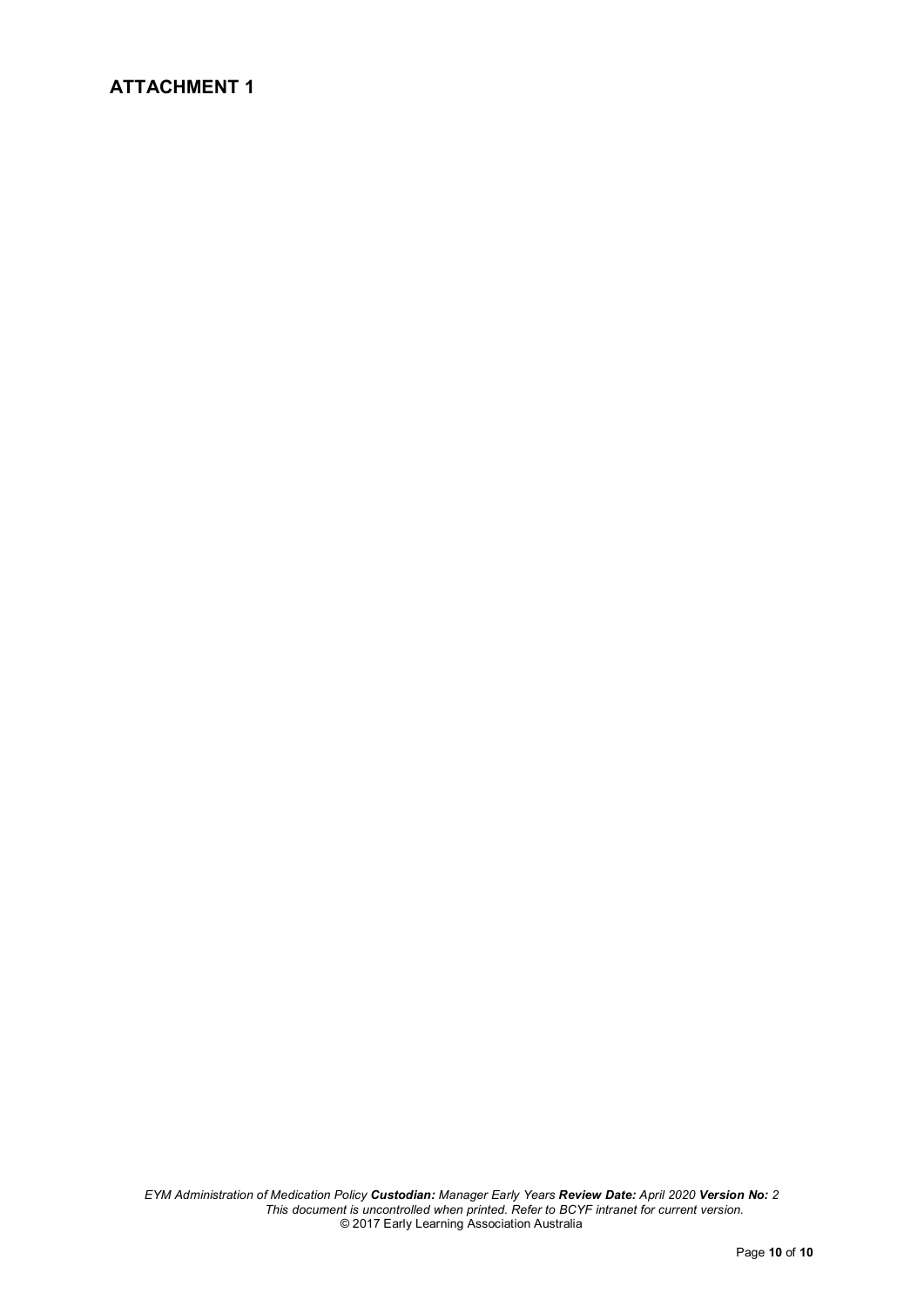## ATTACHMENT 1